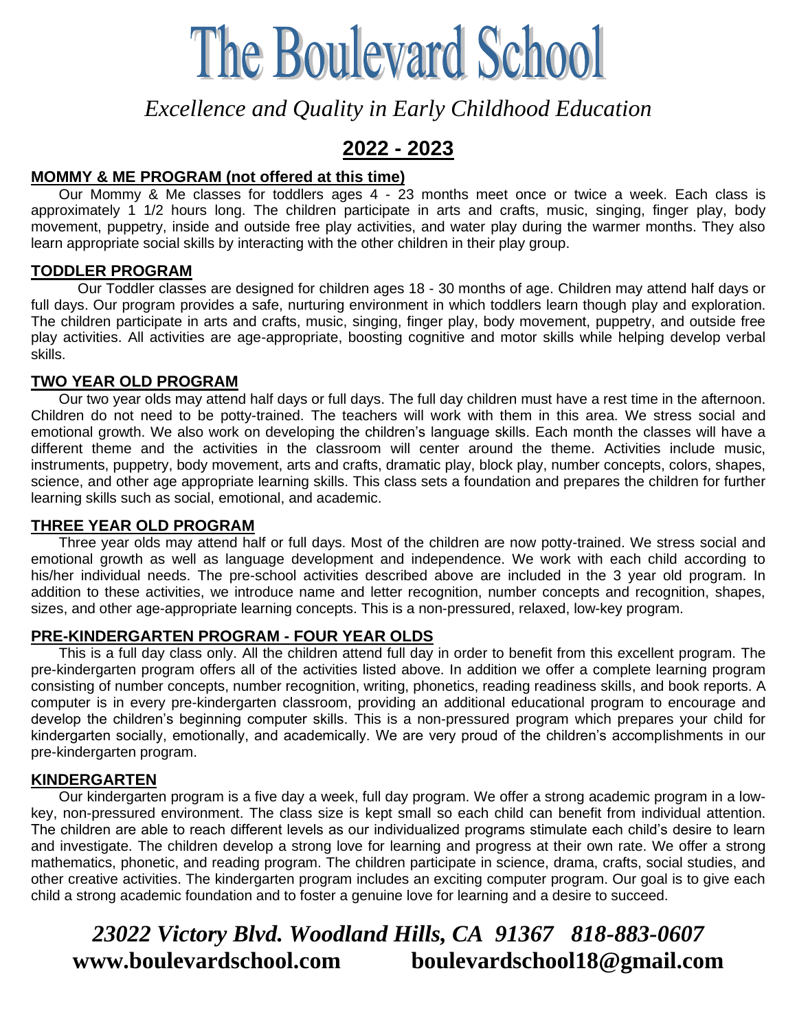# The Boulevard School

*Excellence and Quality in Early Childhood Education*

## 2022 - 2023

### MOMMY & ME PROGRAM (not offered at this time)

Our Mommy & Me classes for toddlers ages 4 - 23 months meet once or twice a week. Each class is approximately 1 1/2 hours long. The children participate in arts and crafts, music, singing, finger play, body movement, puppetry, inside and outside free play activities, and water play during the warmer months. They also learn appropriate social skills by interacting with the other children in their play group.

### TODDLER PROGRAM

Our Toddler classes are designed for children ages 18 - 30 months of age. Children may attend half days or full days. Our program provides a safe, nurturing environment in which toddlers learn though play and exploration. The children participate in arts and crafts, music, singing, finger play, body movement, puppetry, and outside free play activities. All activities are age-appropriate, boosting cognitive and motor skills while helping develop verbal skills.

### TWO YEAR OLD PROGRAM

Our two year olds may attend half days or full days. The full day children must have a rest time in the afternoon. Children do not need to be potty-trained. The teachers will work with them in this area. We stress social and emotional growth. We also work on developing the children's language skills. Each month the classes will have a different theme and the activities in the classroom will center around the theme. Activities include music, instruments, puppetry, body movement, arts and crafts, dramatic play, block play, number concepts, colors, shapes, science, and other age appropriate learning skills. This class sets a foundation and prepares the children for further learning skills such as social, emotional, and academic.

### THREE YEAR OLD PROGRAM

Three year olds may attend half or full days. Most of the children are now potty-trained. We stress social and emotional growth as well as language development and independence. We work with each child according to his/her individual needs. The pre-school activities described above are included in the 3 year old program. In addition to these activities, we introduce name and letter recognition, number concepts and recognition, shapes, sizes, and other age-appropriate learning concepts. This is a non-pressured, relaxed, low-key program.

### PRE-KINDERGARTEN PROGRAM - FOUR YEAR OLDS

This is a full day class only. All the children attend full day in order to benefit from this excellent program. The pre-kindergarten program offers all of the activities listed above. In addition we offer a complete learning program consisting of number concepts, number recognition, writing, phonetics, reading readiness skills, and book reports. A computer is in every pre-kindergarten classroom, providing an additional educational program to encourage and develop the children's beginning computer skills. This is a non-pressured program which prepares your child for kindergarten socially, emotionally, and academically. We are very proud of the children's accomplishments in our pre-kindergarten program.

### KINDERGARTEN

Our kindergarten program is a five day a week, full day program. We offer a strong academic program in a low-key, non-pressured environment. The class size is kept small so each child can benefit from individual attention. The children are able to reach different levels as our individualized programs stimulate each child's desire to learn and investigate. The children develop a strong love for learning and progress at their own rate. We offer a strong mathematics, phonetic, and reading program. The children participate in science, drama, crafts, social studies, and other creative activities. The kindergarten program includes an exciting computer program. Our goal is to give each child a strong academic foundation and to foster a genuine love for learning and a desire to succeed.

***23022 Victory Blvd. Woodland Hills, CA 91367 818-883-0607***

**www.boulevardschool.com boulevardschool18@gmail.com**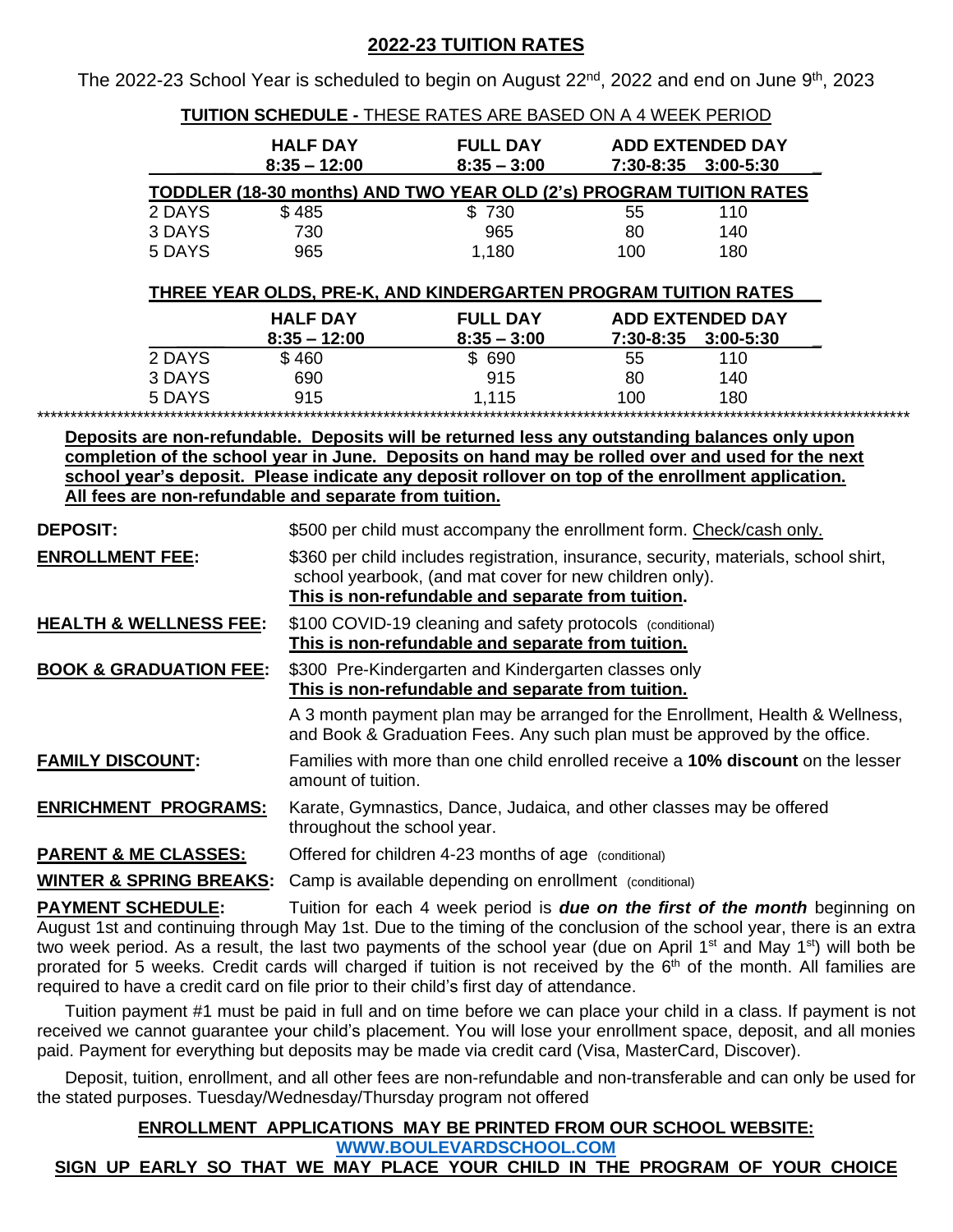## 2022-23 TUITION RATES

The 2022-23 School Year is scheduled to begin on August 22nd, 2022 and end on June 9th, 2023

**TUITION SCHEDULE -** THESE RATES ARE BASED ON A 4 WEEK PERIOD

| | HALF DAY 8:35 – 12:00 | FULL DAY 8:35 – 3:00 | ADD EXTENDED DAY 7:30-8:35 | 3:00-5:30 |
|---|---|---|---|---|
| **TODDLER (18-30 months) AND TWO YEAR OLD (2's) PROGRAM TUITION RATES** | | | | |
| 2 DAYS | $ 485 | $ 730 | 55 | 110 |
| 3 DAYS | 730 | 965 | 80 | 140 |
| 5 DAYS | 965 | 1,180 | 100 | 180 |

**THREE YEAR OLDS, PRE-K, AND KINDERGARTEN PROGRAM TUITION RATES**

| | HALF DAY 8:35 – 12:00 | FULL DAY 8:35 – 3:00 | ADD EXTENDED DAY 7:30-8:35 | 3:00-5:30 |
|---|---|---|---|---|
| 2 DAYS | $ 460 | $ 690 | 55 | 110 |
| 3 DAYS | 690 | 915 | 80 | 140 |
| 5 DAYS | 915 | 1,115 | 100 | 180 |

**Deposits are non-refundable. Deposits will be returned less any outstanding balances only upon completion of the school year in June. Deposits on hand may be rolled over and used for the next school year's deposit. Please indicate any deposit rollover on top of the enrollment application. All fees are non-refundable and separate from tuition.**

**DEPOSIT:** $500 per child must accompany the enrollment form. Check/cash only.

**ENROLLMENT FEE:** $360 per child includes registration, insurance, security, materials, school shirt, school yearbook, (and mat cover for new children only).
**This is non-refundable and separate from tuition.**

**HEALTH & WELLNESS FEE:** $100 COVID-19 cleaning and safety protocols (conditional)
**This is non-refundable and separate from tuition.**

**BOOK & GRADUATION FEE:** $300 Pre-Kindergarten and Kindergarten classes only
**This is non-refundable and separate from tuition.**

A 3 month payment plan may be arranged for the Enrollment, Health & Wellness, and Book & Graduation Fees. Any such plan must be approved by the office.

**FAMILY DISCOUNT:** Families with more than one child enrolled receive a **10% discount** on the lesser amount of tuition.

**ENRICHMENT PROGRAMS:** Karate, Gymnastics, Dance, Judaica, and other classes may be offered throughout the school year.

**PARENT & ME CLASSES:** Offered for children 4-23 months of age (conditional)

**WINTER & SPRING BREAKS:** Camp is available depending on enrollment (conditional)

**PAYMENT SCHEDULE:** Tuition for each 4 week period is ***due on the first of the month*** beginning on August 1st and continuing through May 1st. Due to the timing of the conclusion of the school year, there is an extra two week period. As a result, the last two payments of the school year (due on April 1st and May 1st) will both be prorated for 5 weeks. Credit cards will charged if tuition is not received by the 6th of the month. All families are required to have a credit card on file prior to their child's first day of attendance.

Tuition payment #1 must be paid in full and on time before we can place your child in a class. If payment is not received we cannot guarantee your child's placement. You will lose your enrollment space, deposit, and all monies paid. Payment for everything but deposits may be made via credit card (Visa, MasterCard, Discover).

Deposit, tuition, enrollment, and all other fees are non-refundable and non-transferable and can only be used for the stated purposes. Tuesday/Wednesday/Thursday program not offered

**ENROLLMENT APPLICATIONS MAY BE PRINTED FROM OUR SCHOOL WEBSITE:**
**WWW.BOULEVARDSCHOOL.COM**
**SIGN UP EARLY SO THAT WE MAY PLACE YOUR CHILD IN THE PROGRAM OF YOUR CHOICE**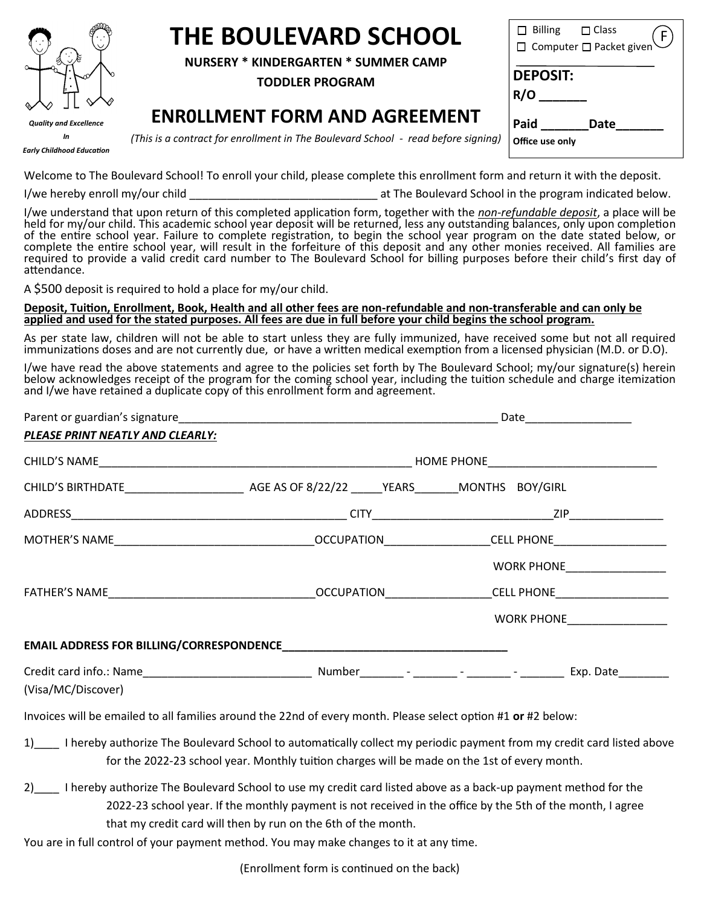Quality and Excellence In Early Childhood Education

# THE BOULEVARD SCHOOL

**NURSERY * KINDERGARTEN * SUMMER CAMP**

**TODDLER PROGRAM**

## ENR0LLMENT FORM AND AGREEMENT

*(This is a contract for enrollment in The Boulevard School - read before signing)*

☐ Billing ☐ Class
☐ Computer ☐ Packet given (F)
____________________
**DEPOSIT:**
**R/O _______**
**Paid _______Date_______**
**Office use only**

Welcome to The Boulevard School! To enroll your child, please complete this enrollment form and return it with the deposit.

I/we hereby enroll my/our child ______________________________ at The Boulevard School in the program indicated below.

I/we understand that upon return of this completed application form, together with the *non-refundable deposit*, a place will be held for my/our child. This academic school year deposit will be returned, less any outstanding balances, only upon completion of the entire school year. Failure to complete registration, to begin the school year program on the date stated below, or complete the entire school year, will result in the forfeiture of this deposit and any other monies received. All families are required to provide a valid credit card number to The Boulevard School for billing purposes before their child's first day of attendance.

A $500 deposit is required to hold a place for my/our child.

**Deposit, Tuition, Enrollment, Book, Health and all other fees are non-refundable and non-transferable and can only be applied and used for the stated purposes. All fees are due in full before your child begins the school program.**

As per state law, children will not be able to start unless they are fully immunized, have received some but not all required immunizations doses and are not currently due, or have a written medical exemption from a licensed physician (M.D. or D.O).

I/we have read the above statements and agree to the policies set forth by The Boulevard School; my/our signature(s) herein below acknowledges receipt of the program for the coming school year, including the tuition schedule and charge itemization and I/we have retained a duplicate copy of this enrollment form and agreement.

Parent or guardian's signature____________________________________________________ Date_________________

***PLEASE PRINT NEATLY AND CLEARLY:***

CHILD'S NAME__________________________________________________ HOME PHONE___________________________

CHILD'S BIRTHDATE___________________ AGE AS OF 8/22/22 _____YEARS_______MONTHS BOY/GIRL

ADDRESS____________________________________________ CITY____________________________ZIP_______________

MOTHER'S NAME_______________________________OCCUPATION________________CELL PHONE__________________

WORK PHONE________________

FATHER'S NAME________________________________OCCUPATION________________CELL PHONE__________________

WORK PHONE________________

**EMAIL ADDRESS FOR BILLING/CORRESPONDENCE____________________________________**

Credit card info.: Name___________________________ Number_______ - _______ - _______ - _______ Exp. Date________
(Visa/MC/Discover)

Invoices will be emailed to all families around the 22nd of every month. Please select option #1 **or** #2 below:

1)____ I hereby authorize The Boulevard School to automatically collect my periodic payment from my credit card listed above for the 2022-23 school year. Monthly tuition charges will be made on the 1st of every month.

2)____ I hereby authorize The Boulevard School to use my credit card listed above as a back-up payment method for the 2022-23 school year. If the monthly payment is not received in the office by the 5th of the month, I agree that my credit card will then by run on the 6th of the month.

You are in full control of your payment method. You may make changes to it at any time.

(Enrollment form is continued on the back)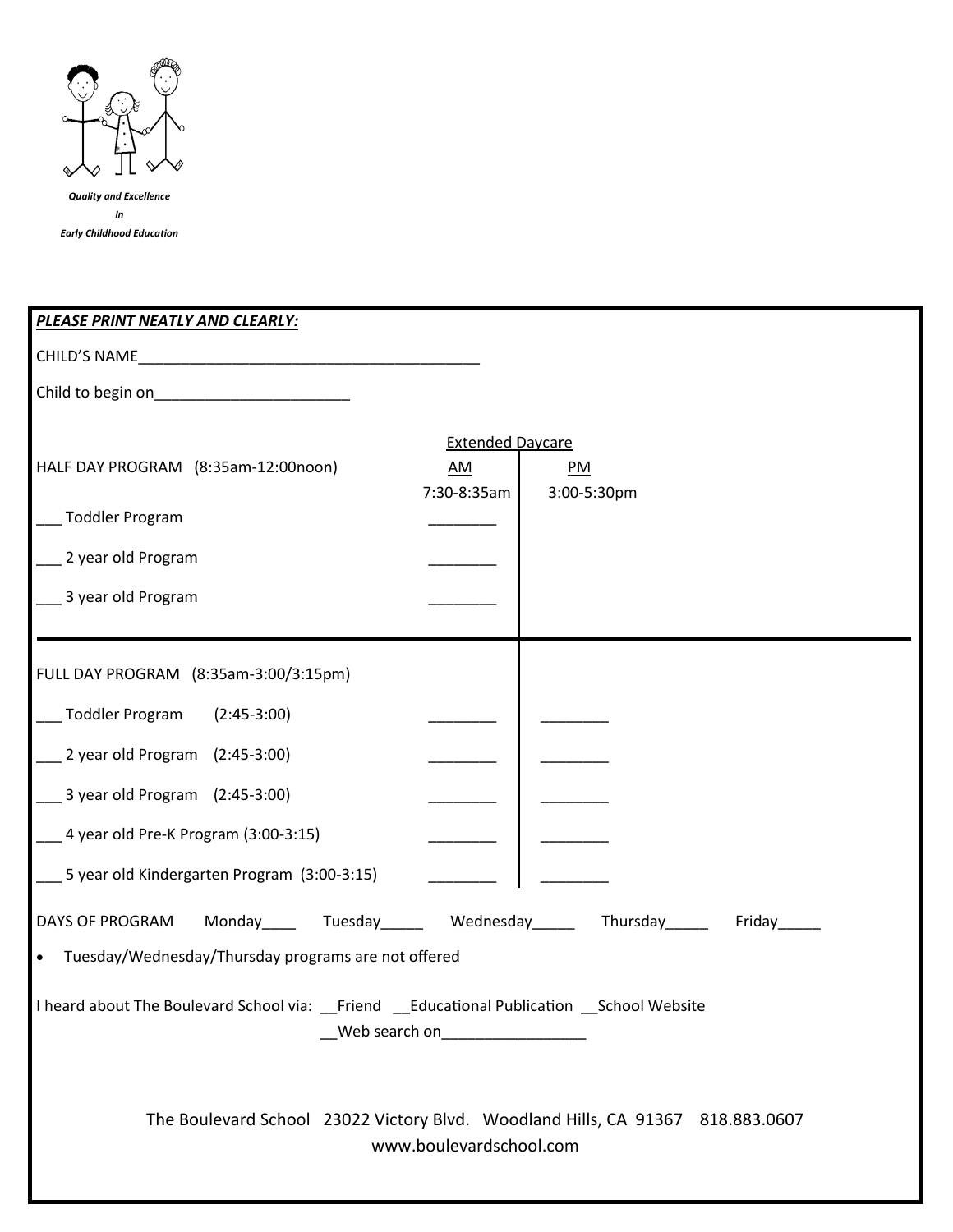*Quality and Excellence*
*In*
*Early Childhood Education*

***PLEASE PRINT NEATLY AND CLEARLY:***

CHILD'S NAME________________________________________

Child to begin on_______________________

| | Extended Daycare | |
|---|---|---|
| HALF DAY PROGRAM (8:35am-12:00noon) | AM 7:30-8:35am | PM 3:00-5:30pm |
| ___ Toddler Program | ________ | |
| ___ 2 year old Program | ________ | |
| ___ 3 year old Program | ________ | |
| FULL DAY PROGRAM (8:35am-3:00/3:15pm) | | |
| ___ Toddler Program (2:45-3:00) | ________ | ________ |
| ___ 2 year old Program (2:45-3:00) | ________ | ________ |
| ___ 3 year old Program (2:45-3:00) | ________ | ________ |
| ___ 4 year old Pre-K Program (3:00-3:15) | ________ | ________ |
| ___ 5 year old Kindergarten Program (3:00-3:15) | ________ | ________ |

DAYS OF PROGRAM Monday____ Tuesday_____ Wednesday_____ Thursday_____ Friday_____

- Tuesday/Wednesday/Thursday programs are not offered

I heard about The Boulevard School via: __Friend __Educational Publication __School Website __Web search on_________________

The Boulevard School 23022 Victory Blvd. Woodland Hills, CA 91367 818.883.0607
www.boulevardschool.com